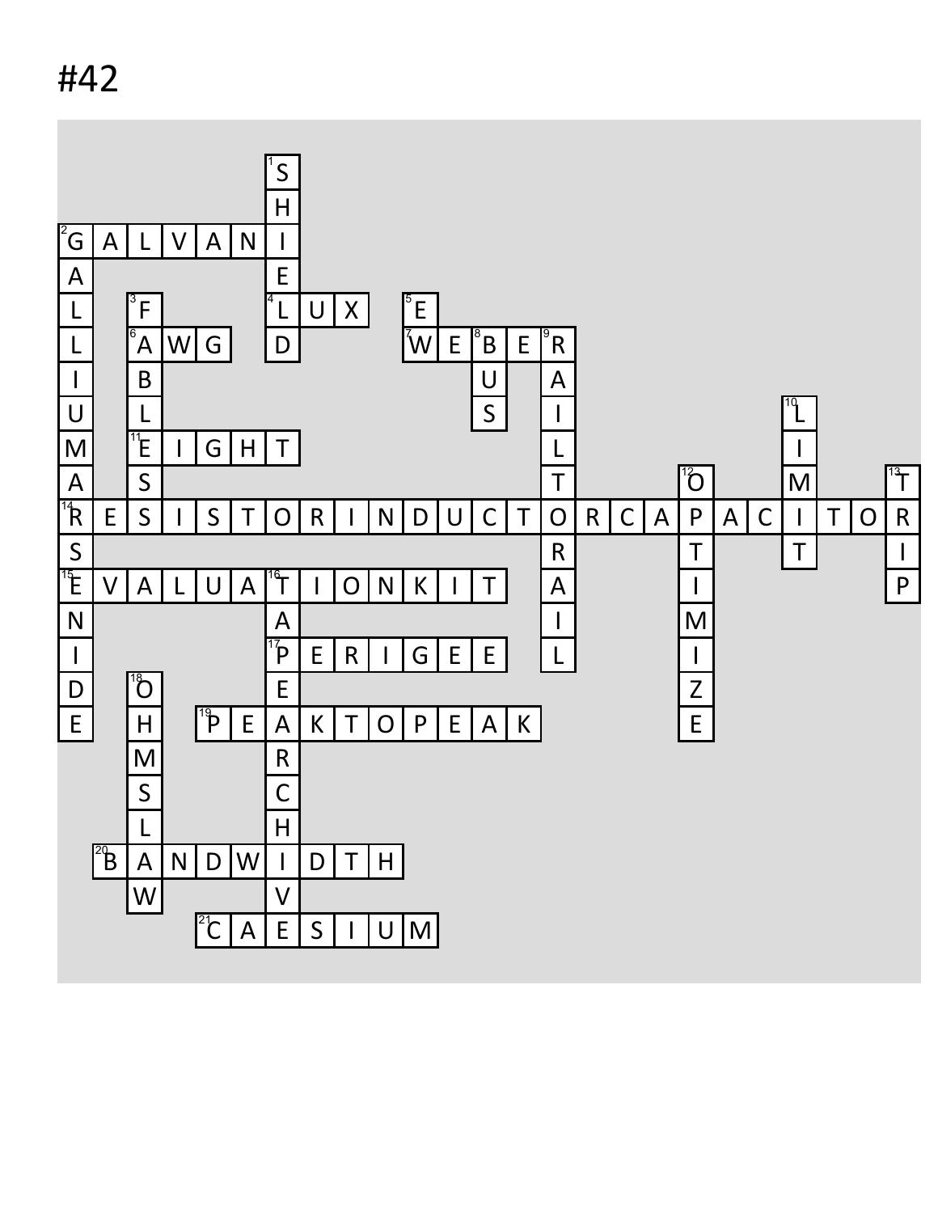# #42

| | | | | | | | | | | | | | | | | | | | | | | | | |
|---|---|---|---|---|---|---|---|---|---|---|---|---|---|---|---|---|---|---|---|---|---|---|---|---|
| | | | | | | 1 S | | | | | | | | | | | | | | | | | | |
| | | | | | | H | | | | | | | | | | | | | | | | | | |
| 2 G | A | L | V | A | N | I | | | | | | | | | | | | | | | | | | |
| A | | | | | | E | | | | | | | | | | | | | | | | | | |
| L | | 3 F | | | | 4 L | U | X | | 5 E | | | | | | | | | | | | | | |
| L | | 6 A | W | G | | D | | | | 7 W | E | 8 B | E | 9 R | | | | | | | | | | |
| I | | B | | | | | | | | | | U | | A | | | | | | | | | | |
| U | | L | | | | | | | | | | S | | I | | | | | | | 10 L | | | |
| M | | 11 E | I | G | H | T | | | | | | | | L | | | | | | | I | | | |
| A | | S | | | | | | | | | | | | T | | | | 12 O | | | M | | | 13 T |
| 14 R | E | S | I | S | T | O | R | I | N | D | U | C | T | O | R | C | A | P | A | C | I | T | O | R |
| S | | | | | | | | | | | | | | R | | | | T | | | T | | | I |
| 15 E | V | A | L | U | A | 16 T | I | O | N | K | I | T | | A | | | | I | | | | | | P |
| N | | | | | | A | | | | | | | | I | | | | M | | | | | | |
| I | | | | | | 17 P | E | R | I | G | E | E | | L | | | | I | | | | | | |
| D | | 18 O | | | | E | | | | | | | | | | | | Z | | | | | | |
| E | | H | | 19 P | E | A | K | T | O | P | E | A | K | | | | | E | | | | | | |
| | | M | | | | R | | | | | | | | | | | | | | | | | | |
| | | S | | | | C | | | | | | | | | | | | | | | | | | |
| | | L | | | | H | | | | | | | | | | | | | | | | | | |
| | 20 B | A | N | D | W | I | D | T | H | | | | | | | | | | | | | | | |
| | | W | | | | V | | | | | | | | | | | | | | | | | | |
| | | | | 21 C | A | E | S | I | U | M | | | | | | | | | | | | | | |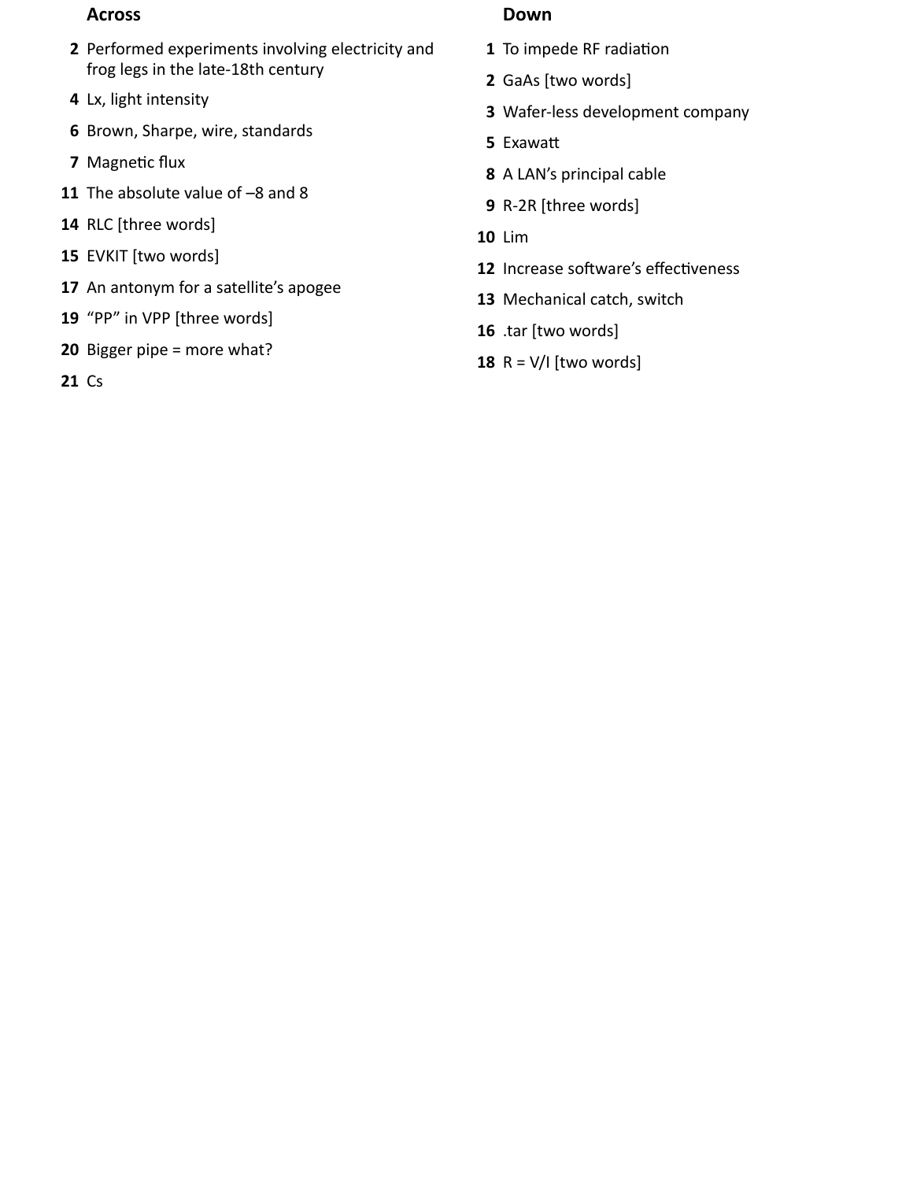## Across

**2** Performed experiments involving electricity and frog legs in the late-18th century

**4** Lx, light intensity

**6** Brown, Sharpe, wire, standards

**7** Magnetic flux

**11** The absolute value of –8 and 8

**14** RLC [three words]

**15** EVKIT [two words]

**17** An antonym for a satellite's apogee

**19** "PP" in VPP [three words]

**20** Bigger pipe = more what?

**21** Cs

## Down

**1** To impede RF radiation

**2** GaAs [two words]

**3** Wafer-less development company

**5** Exawatt

**8** A LAN's principal cable

**9** R-2R [three words]

**10** Lim

**12** Increase software's effectiveness

**13** Mechanical catch, switch

**16** .tar [two words]

**18** R = V/I [two words]